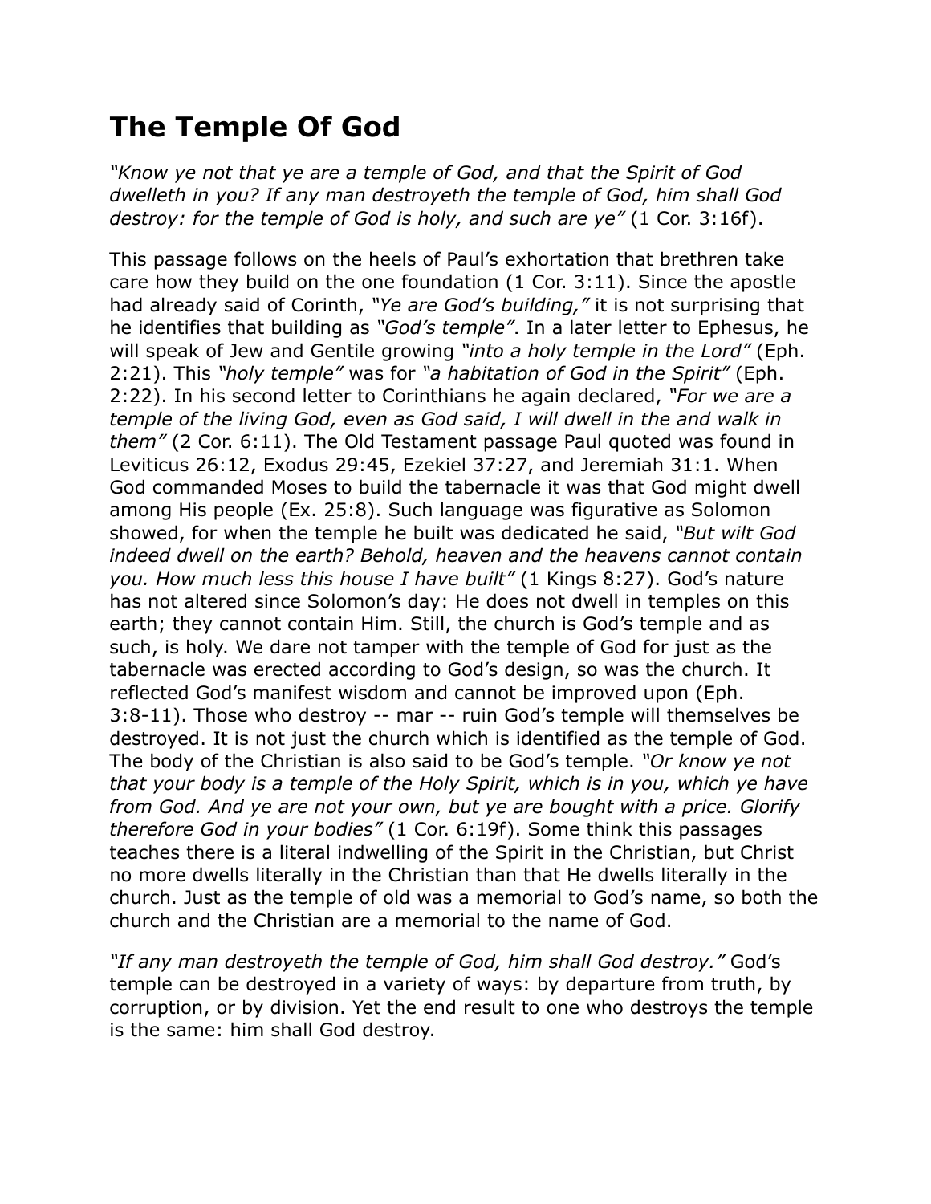# The Temple Of God

*"Know ye not that ye are a temple of God, and that the Spirit of God dwelleth in you? If any man destroyeth the temple of God, him shall God destroy: for the temple of God is holy, and such are ye"* (1 Cor. 3:16f).

This passage follows on the heels of Paul's exhortation that brethren take care how they build on the one foundation (1 Cor. 3:11). Since the apostle had already said of Corinth, *"Ye are God's building,"* it is not surprising that he identifies that building as *"God's temple"*. In a later letter to Ephesus, he will speak of Jew and Gentile growing *"into a holy temple in the Lord"* (Eph. 2:21). This *"holy temple"* was for *"a habitation of God in the Spirit"* (Eph. 2:22). In his second letter to Corinthians he again declared, *"For we are a temple of the living God, even as God said, I will dwell in the and walk in them"* (2 Cor. 6:11). The Old Testament passage Paul quoted was found in Leviticus 26:12, Exodus 29:45, Ezekiel 37:27, and Jeremiah 31:1. When God commanded Moses to build the tabernacle it was that God might dwell among His people (Ex. 25:8). Such language was figurative as Solomon showed, for when the temple he built was dedicated he said, *"But wilt God indeed dwell on the earth? Behold, heaven and the heavens cannot contain you. How much less this house I have built"* (1 Kings 8:27). God's nature has not altered since Solomon's day: He does not dwell in temples on this earth; they cannot contain Him. Still, the church is God's temple and as such, is holy. We dare not tamper with the temple of God for just as the tabernacle was erected according to God's design, so was the church. It reflected God's manifest wisdom and cannot be improved upon (Eph. 3:8-11). Those who destroy -- mar -- ruin God's temple will themselves be destroyed. It is not just the church which is identified as the temple of God. The body of the Christian is also said to be God's temple. *"Or know ye not that your body is a temple of the Holy Spirit, which is in you, which ye have from God. And ye are not your own, but ye are bought with a price. Glorify therefore God in your bodies"* (1 Cor. 6:19f). Some think this passages teaches there is a literal indwelling of the Spirit in the Christian, but Christ no more dwells literally in the Christian than that He dwells literally in the church. Just as the temple of old was a memorial to God's name, so both the church and the Christian are a memorial to the name of God.

*"If any man destroyeth the temple of God, him shall God destroy."* God's temple can be destroyed in a variety of ways: by departure from truth, by corruption, or by division. Yet the end result to one who destroys the temple is the same: him shall God destroy.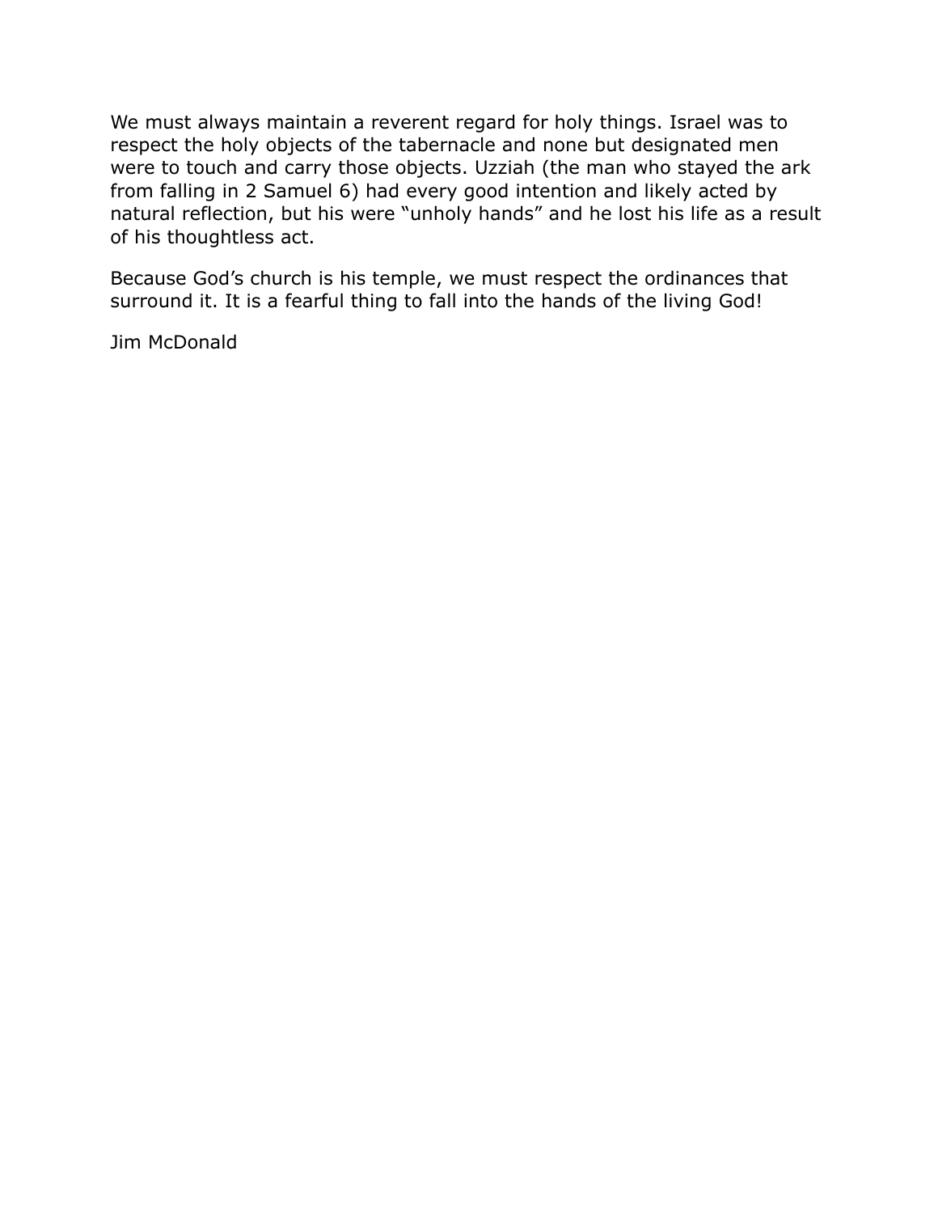We must always maintain a reverent regard for holy things. Israel was to respect the holy objects of the tabernacle and none but designated men were to touch and carry those objects. Uzziah (the man who stayed the ark from falling in 2 Samuel 6) had every good intention and likely acted by natural reflection, but his were "unholy hands" and he lost his life as a result of his thoughtless act.

Because God's church is his temple, we must respect the ordinances that surround it. It is a fearful thing to fall into the hands of the living God!

Jim McDonald